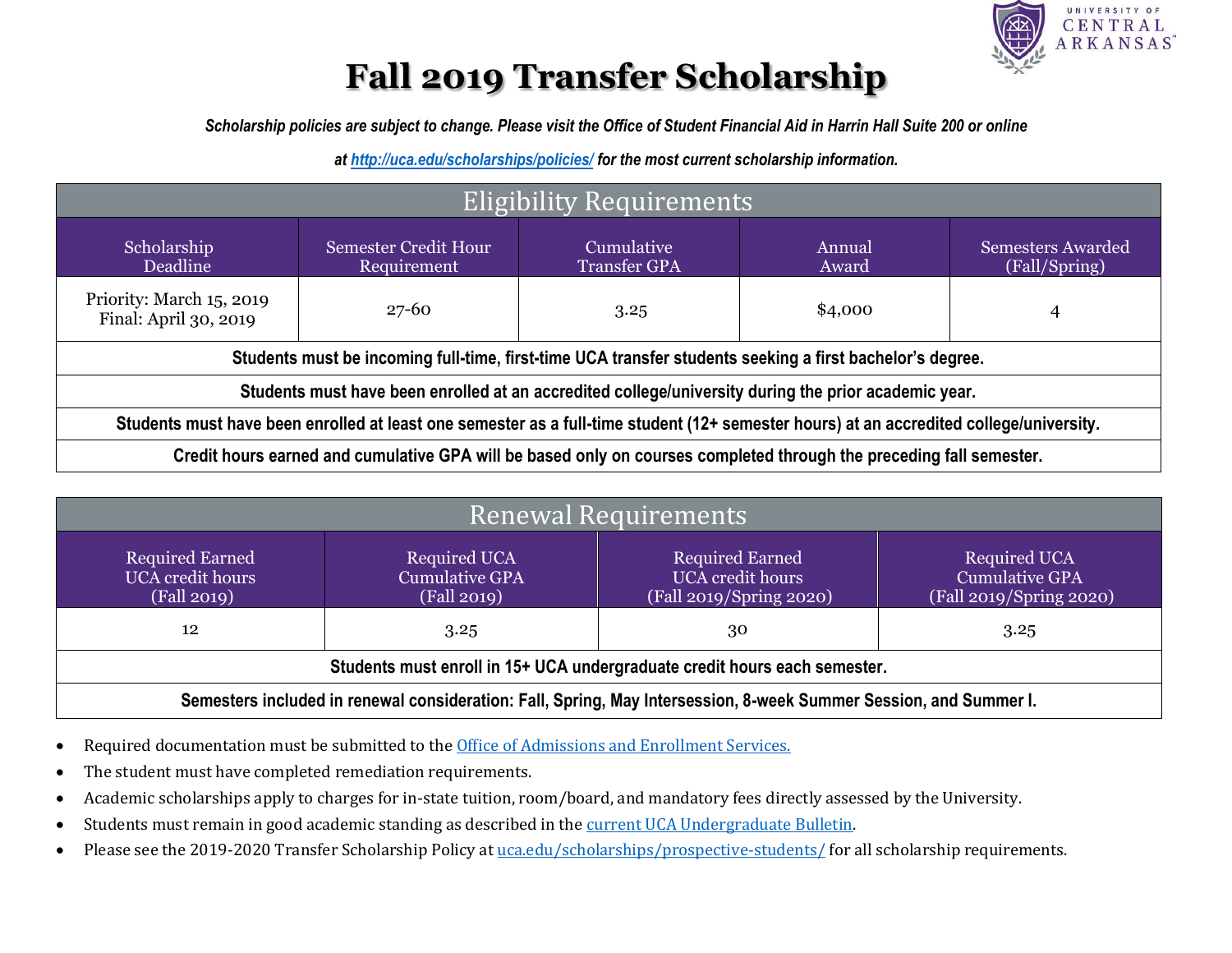# Fall 2019 Transfer Scholarship

***Scholarship policies are subject to change. Please visit the Office of Student Financial Aid in Harrin Hall Suite 200 or online at http://uca.edu/scholarships/policies/ for the most current scholarship information.***

| Eligibility Requirements | | | | |
|---|---|---|---|---|
| Scholarship Deadline | Semester Credit Hour Requirement | Cumulative Transfer GPA | Annual Award | Semesters Awarded (Fall/Spring) |
| Priority: March 15, 2019<br>Final: April 30, 2019 | 27-60 | 3.25 | $4,000 | 4 |
| **Students must be incoming full-time, first-time UCA transfer students seeking a first bachelor's degree.** | | | | |
| **Students must have been enrolled at an accredited college/university during the prior academic year.** | | | | |
| **Students must have been enrolled at least one semester as a full-time student (12+ semester hours) at an accredited college/university.** | | | | |
| **Credit hours earned and cumulative GPA will be based only on courses completed through the preceding fall semester.** | | | | |

| Renewal Requirements | | | |
|---|---|---|---|
| Required Earned UCA credit hours (Fall 2019) | Required UCA Cumulative GPA (Fall 2019) | Required Earned UCA credit hours (Fall 2019/Spring 2020) | Required UCA Cumulative GPA (Fall 2019/Spring 2020) |
| 12 | 3.25 | 30 | 3.25 |
| **Students must enroll in 15+ UCA undergraduate credit hours each semester.** | | | |
| **Semesters included in renewal consideration: Fall, Spring, May Intersession, 8-week Summer Session, and Summer I.** | | | |

- Required documentation must be submitted to the Office of Admissions and Enrollment Services.
- The student must have completed remediation requirements.
- Academic scholarships apply to charges for in-state tuition, room/board, and mandatory fees directly assessed by the University.
- Students must remain in good academic standing as described in the current UCA Undergraduate Bulletin.
- Please see the 2019-2020 Transfer Scholarship Policy at uca.edu/scholarships/prospective-students/ for all scholarship requirements.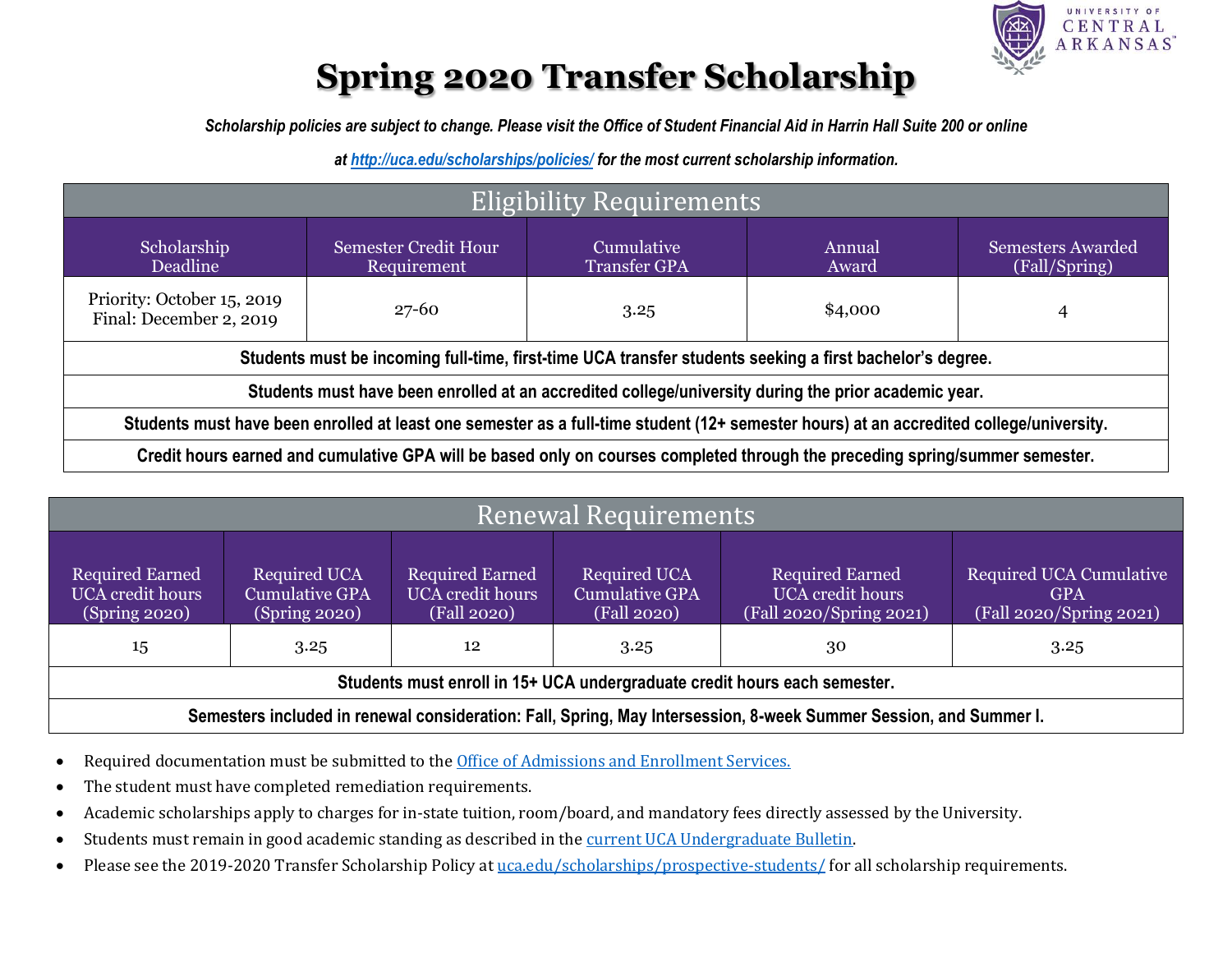# Spring 2020 Transfer Scholarship

***Scholarship policies are subject to change. Please visit the Office of Student Financial Aid in Harrin Hall Suite 200 or online at http://uca.edu/scholarships/policies/ for the most current scholarship information.***

| Eligibility Requirements | | | | |
|---|---|---|---|---|
| Scholarship Deadline | Semester Credit Hour Requirement | Cumulative Transfer GPA | Annual Award | Semesters Awarded (Fall/Spring) |
| Priority: October 15, 2019<br>Final: December 2, 2019 | 27-60 | 3.25 | $4,000 | 4 |
| **Students must be incoming full-time, first-time UCA transfer students seeking a first bachelor's degree.** | | | | |
| **Students must have been enrolled at an accredited college/university during the prior academic year.** | | | | |
| **Students must have been enrolled at least one semester as a full-time student (12+ semester hours) at an accredited college/university.** | | | | |
| **Credit hours earned and cumulative GPA will be based only on courses completed through the preceding spring/summer semester.** | | | | |

| Renewal Requirements | | | | | |
|---|---|---|---|---|---|
| Required Earned UCA credit hours (Spring 2020) | Required UCA Cumulative GPA (Spring 2020) | Required Earned UCA credit hours (Fall 2020) | Required UCA Cumulative GPA (Fall 2020) | Required Earned UCA credit hours (Fall 2020/Spring 2021) | Required UCA Cumulative GPA (Fall 2020/Spring 2021) |
| 15 | 3.25 | 12 | 3.25 | 30 | 3.25 |
| **Students must enroll in 15+ UCA undergraduate credit hours each semester.** | | | | | |
| **Semesters included in renewal consideration: Fall, Spring, May Intersession, 8-week Summer Session, and Summer I.** | | | | | |

- Required documentation must be submitted to the Office of Admissions and Enrollment Services.
- The student must have completed remediation requirements.
- Academic scholarships apply to charges for in-state tuition, room/board, and mandatory fees directly assessed by the University.
- Students must remain in good academic standing as described in the current UCA Undergraduate Bulletin.
- Please see the 2019-2020 Transfer Scholarship Policy at uca.edu/scholarships/prospective-students/ for all scholarship requirements.